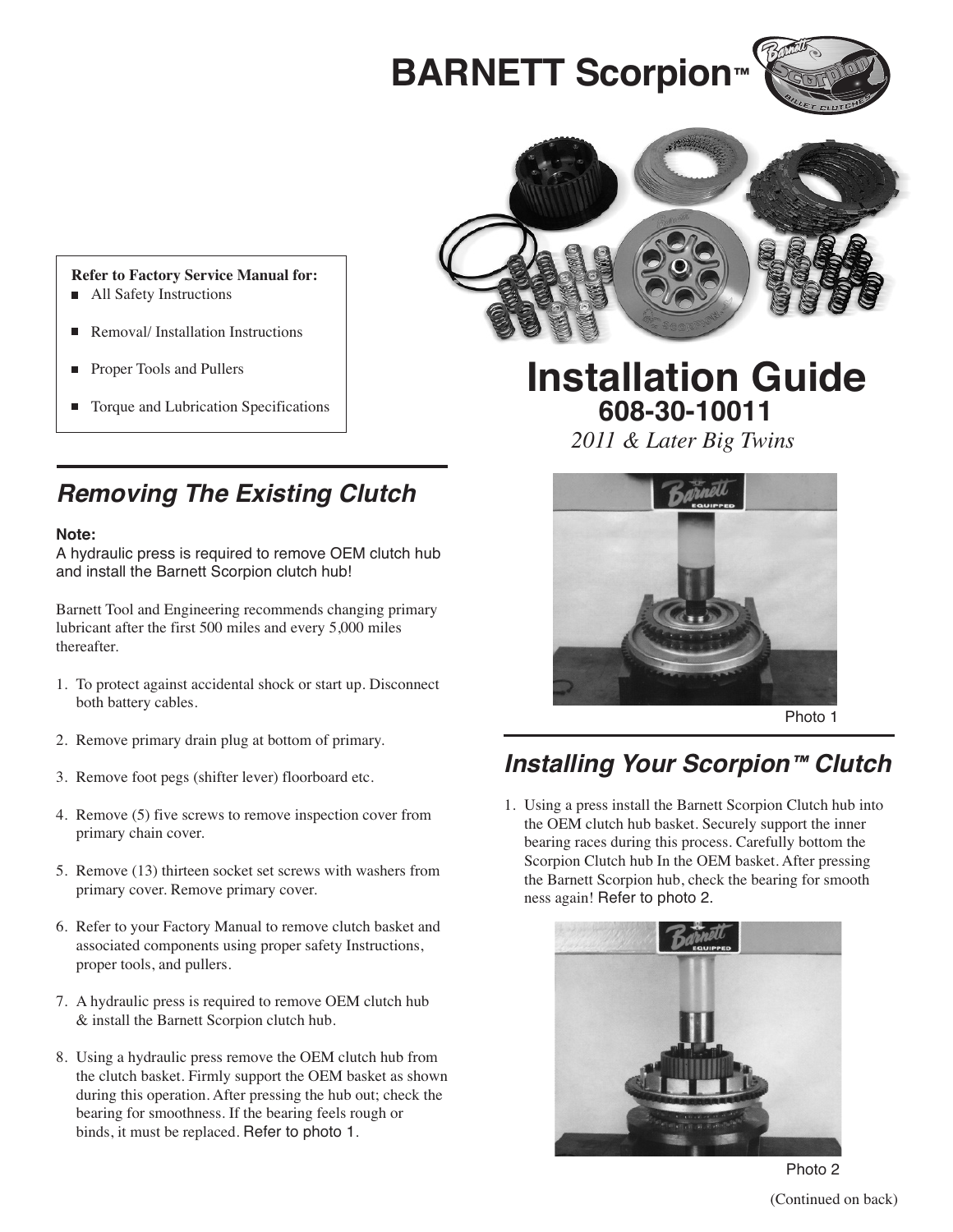# BARNETT Scorpion™

**Refer to Factory Service Manual for:**
- All Safety Instructions
- Removal/ Installation Instructions
- Proper Tools and Pullers
- Torque and Lubrication Specifications

# Installation Guide
## 608-30-10011
*2011 & Later Big Twins*

## *Removing The Existing Clutch*

**Note:**
A hydraulic press is required to remove OEM clutch hub and install the Barnett Scorpion clutch hub!

Barnett Tool and Engineering recommends changing primary lubricant after the first 500 miles and every 5,000 miles thereafter.

1. To protect against accidental shock or start up. Disconnect both battery cables.
2. Remove primary drain plug at bottom of primary.
3. Remove foot pegs (shifter lever) floorboard etc.
4. Remove (5) five screws to remove inspection cover from primary chain cover.
5. Remove (13) thirteen socket set screws with washers from primary cover. Remove primary cover.
6. Refer to your Factory Manual to remove clutch basket and associated components using proper safety Instructions, proper tools, and pullers.
7. A hydraulic press is required to remove OEM clutch hub & install the Barnett Scorpion clutch hub.
8. Using a hydraulic press remove the OEM clutch hub from the clutch basket. Firmly support the OEM basket as shown during this operation. After pressing the hub out; check the bearing for smoothness. If the bearing feels rough or binds, it must be replaced. Refer to photo 1.

Photo 1

## *Installing Your Scorpion™ Clutch*

1. Using a press install the Barnett Scorpion Clutch hub into the OEM clutch hub basket. Securely support the inner bearing races during this process. Carefully bottom the Scorpion Clutch hub In the OEM basket. After pressing the Barnett Scorpion hub, check the bearing for smooth ness again! Refer to photo 2.

Photo 2

(Continued on back)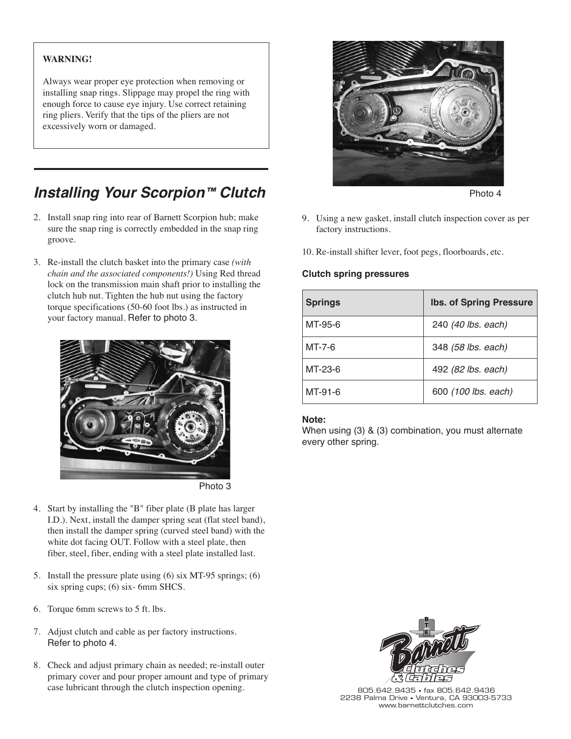**WARNING!**

Always wear proper eye protection when removing or installing snap rings. Slippage may propel the ring with enough force to cause eye injury. Use correct retaining ring pliers. Verify that the tips of the pliers are not excessively worn or damaged.

## *Installing Your Scorpion™ Clutch*

2. Install snap ring into rear of Barnett Scorpion hub; make sure the snap ring is correctly embedded in the snap ring groove.

3. Re-install the clutch basket into the primary case *(with chain and the associated components!)* Using Red thread lock on the transmission main shaft prior to installing the clutch hub nut. Tighten the hub nut using the factory torque specifications (50-60 foot lbs.) as instructed in your factory manual. Refer to photo 3.

Photo 3

4. Start by installing the "B" fiber plate (B plate has larger I.D.). Next, install the damper spring seat (flat steel band), then install the damper spring (curved steel band) with the white dot facing OUT. Follow with a steel plate, then fiber, steel, fiber, ending with a steel plate installed last.

5. Install the pressure plate using (6) six MT-95 springs; (6) six spring cups; (6) six- 6mm SHCS.

6. Torque 6mm screws to 5 ft. lbs.

7. Adjust clutch and cable as per factory instructions. Refer to photo 4.

8. Check and adjust primary chain as needed; re-install outer primary cover and pour proper amount and type of primary case lubricant through the clutch inspection opening.

Photo 4

9. Using a new gasket, install clutch inspection cover as per factory instructions.

10. Re-install shifter lever, foot pegs, floorboards, etc.

**Clutch spring pressures**

| Springs | lbs. of Spring Pressure |
|---|---|
| MT-95-6 | 240 *(40 lbs. each)* |
| MT-7-6 | 348 *(58 lbs. each)* |
| MT-23-6 | 492 *(82 lbs. each)* |
| MT-91-6 | 600 *(100 lbs. each)* |

**Note:**
When using (3) & (3) combination, you must alternate every other spring.

Barnett Clutches & Cables

805.642.9435 • fax 805.642.9436
2238 Palma Drive • Ventura, CA 93003-5733
www.barnettclutches.com